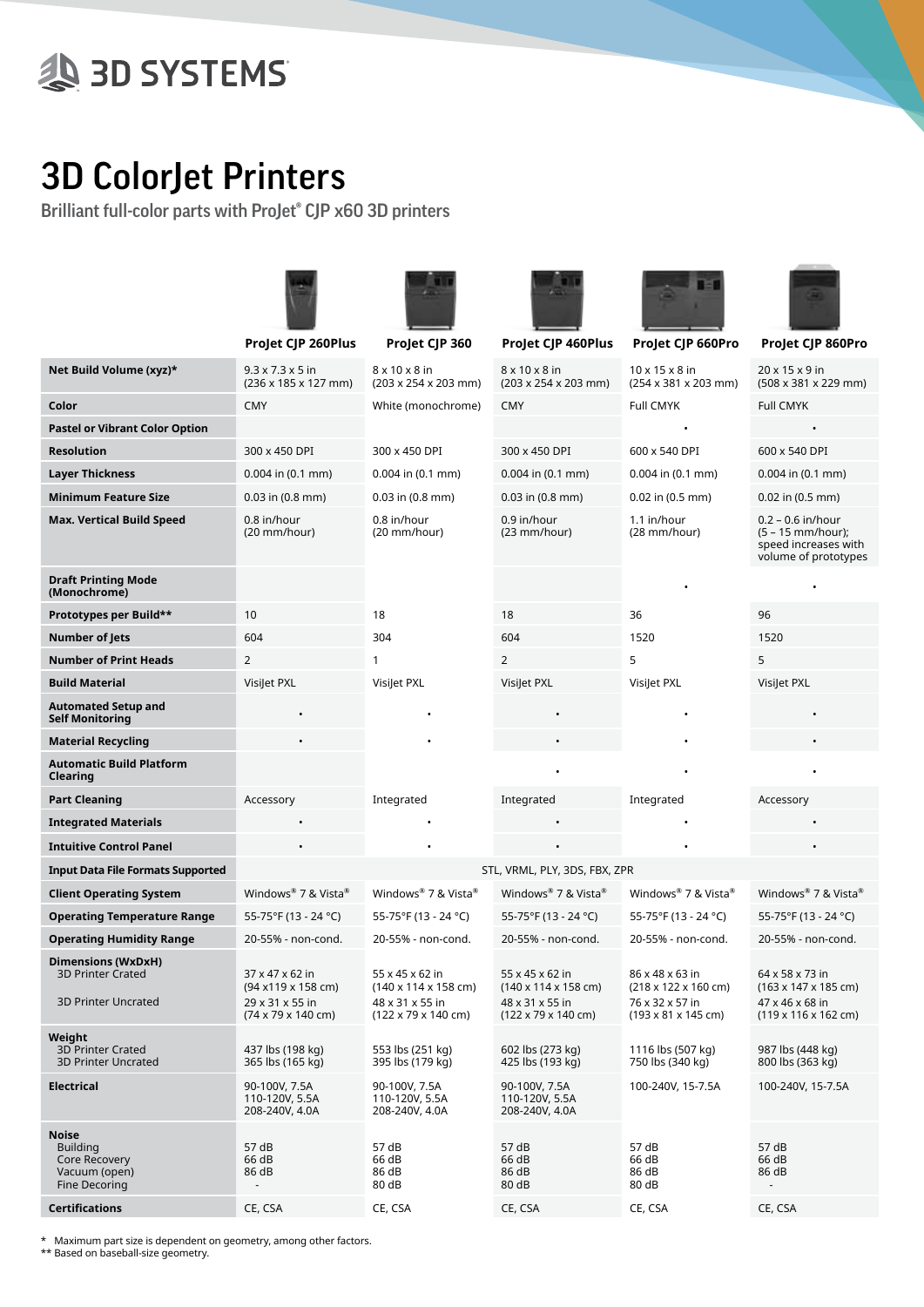# 3D ColorJet Printers

## Brilliant full-color parts with ProJet® CJP x60 3D printers

| | ProJet CJP 260Plus | ProJet CJP 360 | ProJet CJP 460Plus | ProJet CJP 660Pro | ProJet CJP 860Pro |
|---|---|---|---|---|---|
| **Net Build Volume (xyz)*** | 9.3 x 7.3 x 5 in (236 x 185 x 127 mm) | 8 x 10 x 8 in (203 x 254 x 203 mm) | 8 x 10 x 8 in (203 x 254 x 203 mm) | 10 x 15 x 8 in (254 x 381 x 203 mm) | 20 x 15 x 9 in (508 x 381 x 229 mm) |
| **Color** | CMY | White (monochrome) | CMY | Full CMYK | Full CMYK |
| **Pastel or Vibrant Color Option** | | | | • | • |
| **Resolution** | 300 x 450 DPI | 300 x 450 DPI | 300 x 450 DPI | 600 x 540 DPI | 600 x 540 DPI |
| **Layer Thickness** | 0.004 in (0.1 mm) | 0.004 in (0.1 mm) | 0.004 in (0.1 mm) | 0.004 in (0.1 mm) | 0.004 in (0.1 mm) |
| **Minimum Feature Size** | 0.03 in (0.8 mm) | 0.03 in (0.8 mm) | 0.03 in (0.8 mm) | 0.02 in (0.5 mm) | 0.02 in (0.5 mm) |
| **Max. Vertical Build Speed** | 0.8 in/hour (20 mm/hour) | 0.8 in/hour (20 mm/hour) | 0.9 in/hour (23 mm/hour) | 1.1 in/hour (28 mm/hour) | 0.2 – 0.6 in/hour (5 – 15 mm/hour); speed increases with volume of prototypes |
| **Draft Printing Mode (Monochrome)** | | | | • | • |
| **Prototypes per Build**** | 10 | 18 | 18 | 36 | 96 |
| **Number of Jets** | 604 | 304 | 604 | 1520 | 1520 |
| **Number of Print Heads** | 2 | 1 | 2 | 5 | 5 |
| **Build Material** | VisiJet PXL | VisiJet PXL | VisiJet PXL | VisiJet PXL | VisiJet PXL |
| **Automated Setup and Self Monitoring** | • | • | • | • | • |
| **Material Recycling** | • | • | • | • | • |
| **Automatic Build Platform Clearing** | | | • | • | • |
| **Part Cleaning** | Accessory | Integrated | Integrated | Integrated | Accessory |
| **Integrated Materials** | • | • | • | • | • |
| **Intuitive Control Panel** | • | • | • | • | • |
| **Input Data File Formats Supported** | STL, VRML, PLY, 3DS, FBX, ZPR | | | | |
| **Client Operating System** | Windows® 7 & Vista® | Windows® 7 & Vista® | Windows® 7 & Vista® | Windows® 7 & Vista® | Windows® 7 & Vista® |
| **Operating Temperature Range** | 55-75°F (13 - 24 °C) | 55-75°F (13 - 24 °C) | 55-75°F (13 - 24 °C) | 55-75°F (13 - 24 °C) | 55-75°F (13 - 24 °C) |
| **Operating Humidity Range** | 20-55% - non-cond. | 20-55% - non-cond. | 20-55% - non-cond. | 20-55% - non-cond. | 20-55% - non-cond. |
| **Dimensions (WxDxH)** 3D Printer Crated | 37 x 47 x 62 in (94 x119 x 158 cm) | 55 x 45 x 62 in (140 x 114 x 158 cm) | 55 x 45 x 62 in (140 x 114 x 158 cm) | 86 x 48 x 63 in (218 x 122 x 160 cm) | 64 x 58 x 73 in (163 x 147 x 185 cm) |
| 3D Printer Uncrated | 29 x 31 x 55 in (74 x 79 x 140 cm) | 48 x 31 x 55 in (122 x 79 x 140 cm) | 48 x 31 x 55 in (122 x 79 x 140 cm) | 76 x 32 x 57 in (193 x 81 x 145 cm) | 47 x 46 x 68 in (119 x 116 x 162 cm) |
| **Weight** 3D Printer Crated | 437 lbs (198 kg) | 553 lbs (251 kg) | 602 lbs (273 kg) | 1116 lbs (507 kg) | 987 lbs (448 kg) |
| 3D Printer Uncrated | 365 lbs (165 kg) | 395 lbs (179 kg) | 425 lbs (193 kg) | 750 lbs (340 kg) | 800 lbs (363 kg) |
| **Electrical** | 90-100V, 7.5A 110-120V, 5.5A 208-240V, 4.0A | 90-100V, 7.5A 110-120V, 5.5A 208-240V, 4.0A | 90-100V, 7.5A 110-120V, 5.5A 208-240V, 4.0A | 100-240V, 15-7.5A | 100-240V, 15-7.5A |
| **Noise** Building | 57 dB | 57 dB | 57 dB | 57 dB | 57 dB |
| Core Recovery | 66 dB | 66 dB | 66 dB | 66 dB | 66 dB |
| Vacuum (open) | 86 dB | 86 dB | 86 dB | 86 dB | 86 dB |
| Fine Decoring | - | 80 dB | 80 dB | 80 dB | - |
| **Certifications** | CE, CSA | CE, CSA | CE, CSA | CE, CSA | CE, CSA |

\* Maximum part size is dependent on geometry, among other factors.
** Based on baseball-size geometry.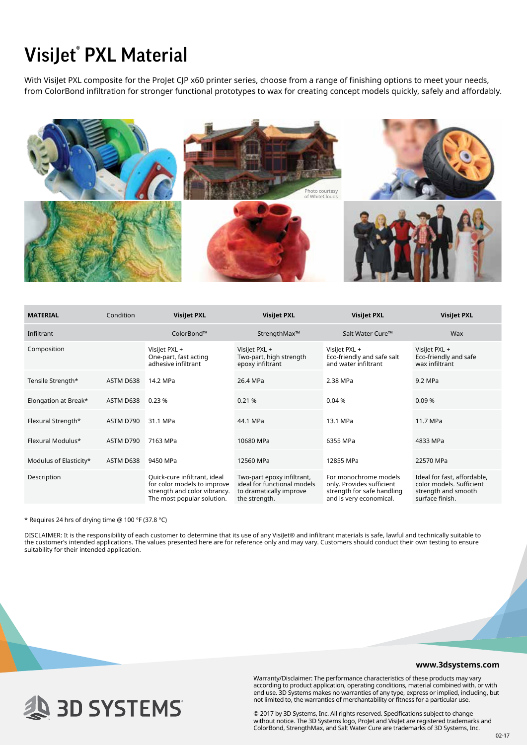# VisiJet® PXL Material

With VisiJet PXL composite for the ProJet CJP x60 printer series, choose from a range of finishing options to meet your needs, from ColorBond infiltration for stronger functional prototypes to wax for creating concept models quickly, safely and affordably.

Photo courtesy of WhiteClouds

| MATERIAL | Condition | VisiJet PXL | VisiJet PXL | VisiJet PXL | VisiJet PXL |
|---|---|---|---|---|---|
| Infiltrant | | ColorBond™ | StrengthMax™ | Salt Water Cure™ | Wax |
| Composition | | VisiJet PXL + One-part, fast acting adhesive infiltrant | VisiJet PXL + Two-part, high strength epoxy infiltrant | VisiJet PXL + Eco-friendly and safe salt and water infiltrant | VisiJet PXL + Eco-friendly and safe wax infiltrant |
| Tensile Strength* | ASTM D638 | 14.2 MPa | 26.4 MPa | 2.38 MPa | 9.2 MPa |
| Elongation at Break* | ASTM D638 | 0.23 % | 0.21 % | 0.04 % | 0.09 % |
| Flexural Strength* | ASTM D790 | 31.1 MPa | 44.1 MPa | 13.1 MPa | 11.7 MPa |
| Flexural Modulus* | ASTM D790 | 7163 MPa | 10680 MPa | 6355 MPa | 4833 MPa |
| Modulus of Elasticity* | ASTM D638 | 9450 MPa | 12560 MPa | 12855 MPa | 22570 MPa |
| Description | | Quick-cure infiltrant, ideal for color models to improve strength and color vibrancy. The most popular solution. | Two-part epoxy infiltrant, ideal for functional models to dramatically improve the strength. | For monochrome models only. Provides sufficient strength for safe handling and is very economical. | Ideal for fast, affordable, color models. Sufficient strength and smooth surface finish. |

* Requires 24 hrs of drying time @ 100 °F (37.8 °C)

DISCLAIMER: It is the responsibility of each customer to determine that its use of any VisiJet® and infiltrant materials is safe, lawful and technically suitable to the customer's intended applications. The values presented here are for reference only and may vary. Customers should conduct their own testing to ensure suitability for their intended application.

3D SYSTEMS

**www.3dsystems.com**

Warranty/Disclaimer: The performance characteristics of these products may vary according to product application, operating conditions, material combined with, or with end use. 3D Systems makes no warranties of any type, express or implied, including, but not limited to, the warranties of merchantability or fitness for a particular use.

© 2017 by 3D Systems, Inc. All rights reserved. Specifications subject to change without notice. The 3D Systems logo, ProJet and VisiJet are registered trademarks and ColorBond, StrengthMax, and Salt Water Cure are trademarks of 3D Systems, Inc.

02-17